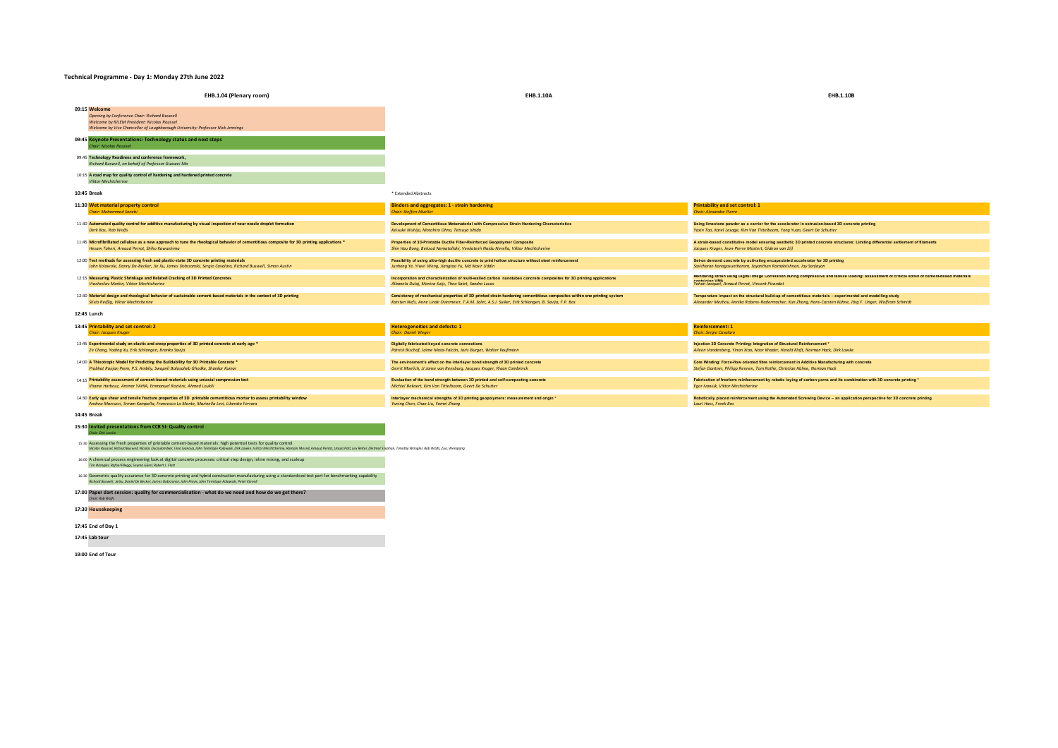# Technical Programme - Day 1: Monday 27th June 2022

| EHB.1.04 (Plenary room) | EHB.1.10A | EHB.1.10B |
| --- | --- | --- |
| **09:15 Welcome**<br>*Opening by Conference Chair: Richard Buswell*<br>*Welcome by RILEM President: Nicolas Roussel*<br>*Welcome by Vice Chancellor of Loughborough University: Professor Nick Jennings* | | |
| **09:45 Keynote Presentations: Technology status and next steps**<br>*Chair: Nicolas Roussel* | | |
| 09:45 **Technology Readiness and conference framework,**<br>*Richard Buswell, on behalf of Professor Guowei Ma* | | |
| 10:15 **A road map for quality control of hardening and hardened printed concrete**<br>*Viktor Mechtcherine* | | |
| **10:45 Break** | * Extended Abstracts | |
| **11:30 Wet material property control**<br>*Chair: Mohammed Sonebi* | **Binders and aggregates: 1 - strain hardening**<br>*Chair: Steffen Mueller* | **Printability and set control: 1**<br>*Chair: Alexandre Pierre* |
| 11:30 **Automated quality control for additive manufacturing by visual inspection of near nozzle droplet formation**<br>*Derk Bos, Rob Wolfs* | **Development of Cementitious Metamaterial with Compressive Strain Hardening Characteristics**<br>*Keisuke Nishijo, Motohiro Ohno, Tetsuya Ishida* | **Using limestone powder as a carrier for the accelerator in extrusion-based 3D concrete printing**<br>*Yaxin Tao, Karel Lesage, Kim Van Tittelboom, Yong Yuan, Geert De Schutter* |
| 11:45 **Microfibrillated cellulose as a new approach to tune the rheological behavior of cementitious composite for 3D printing applications ***<br>*Hesam Taheri, Arnaud Perrot, Shiho Kawashima* | **Properties of 3D-Printable Ductile Fiber-Reinforced Geopolymer Composite**<br>*Shin Hau Bong, Behzad Nematollahi, Venkatesh Naidu Nerella, Viktor Mechtcherine* | **A strain-based constitutive model ensuring aesthetic 3D printed concrete structures: Limiting differential settlement of filaments**<br>*Jacques Kruger, Jean-Pierre Mostert, Gideon van Zijl* |
| 12:00 **Test methods for assessing fresh and plastic-state 3D concrete printing materials**<br>*John Kolawole, Danny De-Becker, Jie Xu, James Dobrzanski, Sergio Cavalaro, Richard Buswell, Simon Austin* | **Feasibility of using ultra-high ductile concrete to print hollow structure without steel reinforcement**<br>*Junhong Ye, Yiwei Weng, Jiangtao Yu, Md Nasir Uddin* | **Set-on demand concrete by activating encapsulated accelerator for 3D printing**<br>*Savitharan Kanagasuntharam, Sayanthan Ramakrishnan, Jay Sanjayan* |
| 12:15 **Measuring Plastic Shrinkage and Related Cracking of 3D Printed Concretes**<br>*Viacheslav Markin, Viktor Mechtcherine* | **Incorporation and characterization of multi-walled carbon nanotubes concrete composites for 3D printing applications**<br>*Albanela Dulaj, Monica Suijs, Theo Salet, Sandra Lucas* | **Monitoring strain using Digital Image Correlation during compressive and tensile loading: assessment of critical strain of cement-based materials containing VMA**<br>*Yohan Jacquet, Arnaud Perrot, Vincent Picandet* |
| 12:30 **Material design and rheological behavior of sustainable cement-based materials in the context of 3D printing**<br>*Silvia Reißig, Viktor Mechtcherine* | **Consistency of mechanical properties of 3D printed strain hardening cementitious composites within one printing system**<br>*Karsten Nefs, Anne Linde Overmeier, T.A.M. Salet, A.S.J. Suiker, Erik Schlangen, B. Savija, F.P. Bos* | **Temperature impact on the structural build-up of cementitious materials – experimental and modelling study**<br>*Alexander Mezhov, Annika Robens-Radermacher, Kun Zhang, Hans-Carsten Kühne, Jörg F. Unger, Wolfram Schmidt* |
| **12:45 Lunch** | | |
| **13:45 Printability and set control: 2**<br>*Chair: Jacques Kruger* | **Heterogeneities and defects: 1**<br>*Chair: Daniel Weger* | **Reinforcement: 1**<br>*Chair: Sergio Cavalaro* |
| 13:45 **Experimental study on elastic and creep properties of 3D printed concrete at early age ***<br>*Ze Chang, Yading Xu, Erik Schlangen, Branko Savija* | **Digitally fabricated keyed concrete connections**<br>*Patrick Bischof, Jaime Mata-Falcón, Joris Burger, Walter Kaufmann* | **Injection 3D Concrete Printing: Integration of Structural Reinforcement ***<br>*Aileen Vandenberg, Yinan Xiao, Noor Khader, Harald Kloft, Norman Hack, Dirk Lowke* |
| 14:00 **A Thixotropic Model for Predicting the Buildability for 3D Printable Concrete ***<br>*Prabhat Ranjan Prem, P.S. Ambily, Swapnil Balasaheb Ghodke, Shankar Kumar* | **The environment's effect on the interlayer bond strength of 3D printed concrete**<br>*Gerrit Moelich, JJ Janse van Rensburg, Jacques Kruger, Riaan Combrinck* | **Core Winding: Force-flow oriented fibre reinforcement in Additive Manufacturing with concrete**<br>*Stefan Gantner, Philipp Rennen, Tom Rothe, Christian Hühne, Norman Hack* |
| 14:15 **Printability assessment of cement-based materials using uniaxial compression test**<br>*Ilhame Harbouz, Ammar YAHIA, Emmanuel Rozière, Ahmed Loukili* | **Evaluation of the bond strength between 3D printed and self-compacting concrete**<br>*Michiel Bekaert, Kim Van Tittelboom, Geert De Schutter* | **Fabrication of freeform reinforcement by robotic laying of carbon yarns and its combination with 3D concrete printing ***<br>*Egor Ivaniuk, Viktor Mechtcherine* |
| 14:30 **Early age shear and tensile fracture properties of 3D printable cementitious mortar to assess printability window**<br>*Andrea Marcucci, Sriram Kompella, Francesca Lo Monte, Marinella Levi, Liberato Ferrara* | **Interlayer mechanical strengths of 3D printing geopolymers: measurement and origin ***<br>*Yuning Chen, Chao Liu, Yamei Zhang* | **Robotically placed reinforcement using the Automated Screwing Device – an application perspective for 3D concrete printing**<br>*Lauri Hass, Freek Bos* |
| **14:45 Break** | | |
| **15:30 Invited presentations from CCR SI: Quality control**<br>*Chair: Dirk Lowke* | | |
| 15:30 Assessing the fresh properties of printable cement-based materials: high potential tests for quality control<br>*Nicolas Roussel, Richard Buswell, Nicolas Ducoulombier, Irina Ivanova, John Temitope Kolawole, Dirk Lowke, Viktor Mechtcherine, Romain Mesnil, Arnaud Perrot, Ursula Pott, Leo Reiter, Dietmar Stephan, Timothy Wangler, Rob Wolfs, Zuo, Wenqiang* | | |
| 16:00 A chemical process engineering look at digital concrete processes: critical step design, inline mixing, and scaleup<br>*Tim Wangler, Rafael Pileggi, Seyma Gürel, Robert J. Flatt* | | |
| 16:30 Geometric quality assurance for 3D concrete printing and hybrid construction manufacturing using a standardised test part for benchmarking capability<br>*Richard Buswell, Jie Xu, Daniel De Becker, James Dobrzanski, John Provis, John Temitope Kolawole, Peter Kinnell* | | |
| **17:00 Paper dart session: quality for commercialisation - what do we need and how do we get there?**<br>*Chair: Rob Wolfs* | | |
| **17:30 Housekeeping** | | |
| **17:45 End of Day 1** | | |
| **17:45 Lab tour** | | |
| **19:00 End of Tour** | | |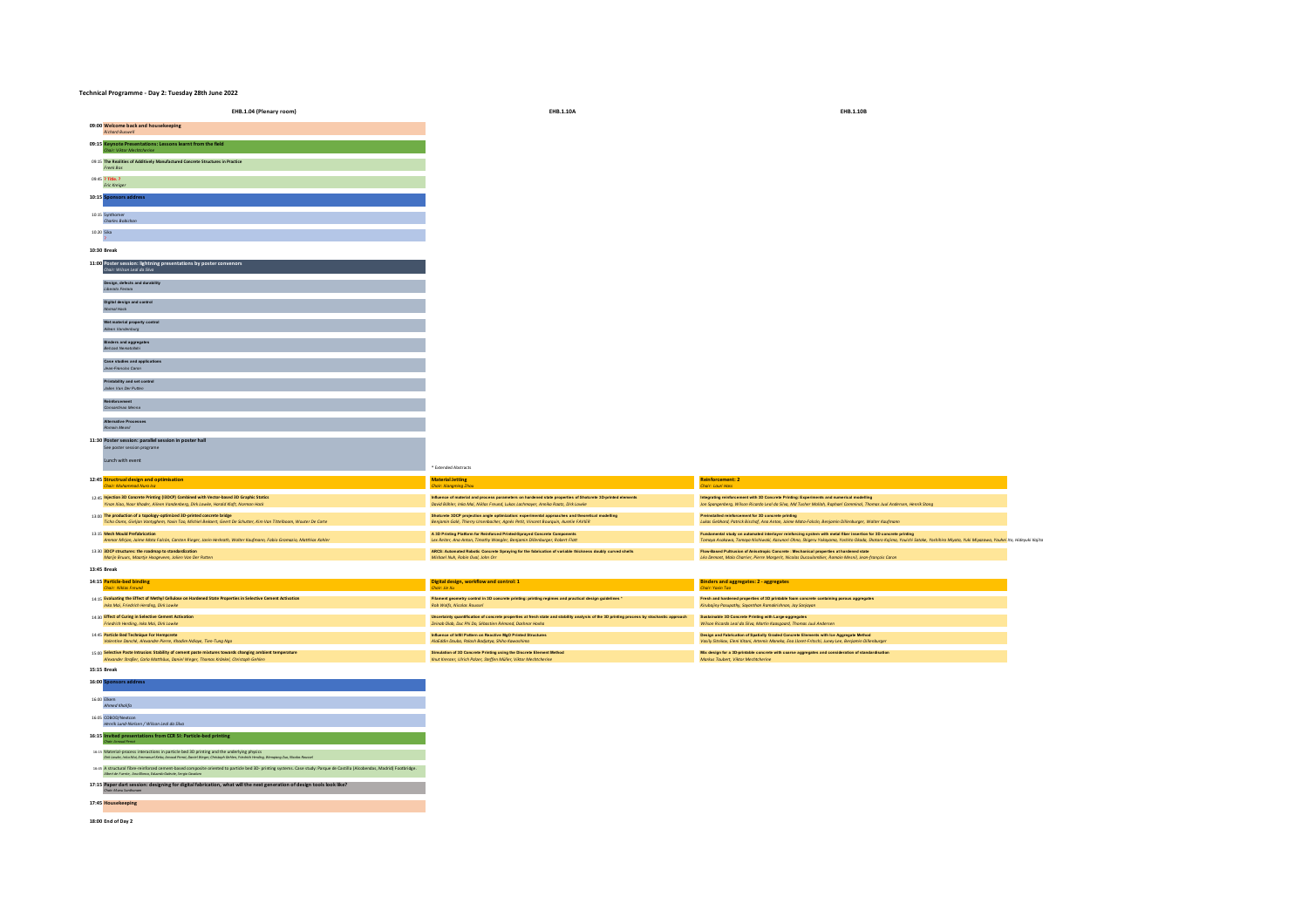# Technical Programme - Day 2: Tuesday 28th June 2022

## EHB.1.04 (Plenary room)

**09:00 Welcome back and housekeeping**
*Richard Buswell*

**09:15 Keynote Presentations: Lessons learnt from the field**
*Chair: Viktor Mechtcherine*

09:15 **The Realities of Additively Manufactured Concrete Structures in Practice**
*Freek Bos*

09:45 **? Title ?**
*Eric Kreiger*

**10:15 Sponsors address**

10:15 **Synthomer**
*Charles Robichon*

10:20 **Sika**
*?*

**10:30 Break**

**11:00 Poster session: lightning presentations by poster convenors**
*Chair: Wilson Leal da Silva*

**Design, defects and durability**
*Lâmara Pessoa*

**Digital design and control**
*Norman Hack*

**Wet material property control**
*Aileen Vandenburg*

**Binders and aggregates**
*Arnaud Nanaudakis*

**Case studies and applications**
*Jean-François Caron*

**Printability and set control**
*Jolien Van Der Putten*

**Reinforcement**
*Costantinos Menna*

**Alternative Processes**
*Romain Mesnil*

**11:30 Poster session: parallel session in poster hall**
*See poster session programme*

Lunch with event

\* Extended Abstracts

| Time | EHB.1.04 (Plenary room) | EHB.1.10A | EHB.1.10B |
|---|---|---|---|
| 12:45 | **Structrual design and optimisation** *Chair: Mohammad Hum Ito* | **Material Jetting** *Chair: Mengming Zhou* | **Reinforcement: 2** *Chair: Lauri Hoes* |
| 12:45 | **Injection 3D Concrete Printing (I3DCP) Combined with Vector-based 3D Graphic Statics** *Yinan Xiao, Noor Khader, Aileen Vandenberg, Dirk Lowke, Harald Kloft, Norman Hack* | **Influence of material and process parameters on hardened state properties of Shotcrete 3D-printed elements** *David Böhler, Inka Mai, Niklas Freund, Lukas Lachmayer, Annika Raatz, Dirk Lowke* | **Integrating reinforcement with 3D Concrete Printing: Experiments and numerical modelling** *Jon Spangenberg, Wilson Ricardo Leal da Silva, Md Tusher Mollah, Raphael Comminal, Thomas Juul Andersen, Henrik Stang* |
| 13:00 | **The production of a topology-optimized 3D-printed concrete bridge** *Ticho Ooms, Gieljan Vantyghem, Yaxin Tao, Michiel Bekaert, Geert De Schutter, Kim Van Tittelboom, Wouter De Corte* | **Shotcrete 3DCP projection angle optimization: experimental approaches and theoretical modelling** *Benjamin Galé, Thierry Ursenbacher, Agnès Petit, Vincent Bourquin, Aurélie FAVIER* | **Prestressed reinforcement for 3D concrete printing** *Lukas Gebhard, Patrick Bischof, Ana Anton, Jaime Mata-Falcón, Benjamin Dillenburger, Walter Kaufmann* |
| 13:15 | **Mesh Mould Prefabrication** *Arenna Mirjan, Jaime Mata Falcón, Carsten Rieger, Jasmin Herkrath, Walter Kaufmann, Fabio Gramazio, Matthias Kohler* | **A 3D Printing Platform for Reinforced Printed-Sprayed Concrete Components** *Leo Reiter, Ana Anton, Timothy Wangler, Benjamin Dillenburger, Robert Flatt* | **Fundamental study on automated interlayer reinforcing system with metal fiber insertion for 3D concrete printing** *Tomoya Arakawa, Tomoya Nishiwaki, Kazunori Ohno, Shigeru Nakayama, Yoshito Okada, Shotaro Kojima, Youichi Satake, Yoshihiro Miyata, Yuki Miyazawa, Youhei Ito, Hideyuki Kojita* |
| 13:30 | **3DCP structures: the roadmap to standardization** *Marijn Bruuns, Maartje Hoogeveen, Jolien Van Der Putten* | **ARCS: Automated Robotic Concrete Spraying for the fabrication of variable thickness doubly curved shells** *Michael Nuh, Robin Oval, John Orr* | **Flow-Based Pultrusion of Anisotropic Concrete : Mechanical properties at hardened state** *Léo Demont, Malo Charrier, Pierre Margerit, Nicolas Ducoulombier, Romain Mesnil, Jean-François Caron* |
| 13:45 | **Break** | | |
| 14:15 | **Particle-bed binding** *Chair: Niklas Freund* | **Digital design, workflow and control: 1** *Chair: Jie Xu* | **Binders and aggregates: 2 - aggregates** *Chair: Yaxin Tao* |
| 14:15 | **Evaluating the Effect of Methyl Cellulose on Hardened State Properties in Selective Cement Activation** *Inka Mai, Friedrich Herding, Dirk Lowke* | **Filament geometry control in 3D concrete printing: printing regimes and practical design guidelines \*** *Rob Wolfs, Nicolas Roussel* | **Fresh and hardened properties of 3D printable foam concrete containing porous aggregates** *Kirubajiny Pasupathy, Sayanthan Ramakrishnan, Jay Sanjayan* |
| 14:30 | **Effect of Curing in Selective Cement Activation** *Friedrich Herding, Inka Mai, Dirk Lowke* | **Uncertainty quantification of concrete properties at fresh state and stability analysis of the 3D printing process by stochastic approach** *Zeinab Diab, Duc Phi Do, Sébastien Rémond, Dashnor Hoxha* | **Sustainable 3D Concrete Printing with Large-aggregates** *Wilson Ricardo Leal da Silva, Martin Kaasgaard, Thomas Juul Andersen* |
| 14:45 | **Particle Bed Technique For Hempcrete** *Valentine Danché, Alexandre Pierre, Khadim Ndiaye, Tien-Tung Ngo* | **Influence of Infill Pattern on Reactive MgO Printed Structures** *Alaladdin Sauba, Pakesh Badjatya, Shiho Kawashima* | **Design and Fabrication of Spatially Graded Concrete Elements with Ice Aggregate Method** *Vasily Sitnikov, Eleni Kitani, Artemis Maneka, Eva Lloret-Fritschi, Junwy Lee, Benjamin Dillenburger* |
| 15:00 | **Selective Paste Intrusion: Stability of cement paste mixtures towards changing ambient temperature** *Alexander Straßer, Carla Matthäus, Daniel Weger, Thomas Kränkel, Christoph Gehlen* | **Simulation of 3D Concrete Printing using the Discrete Element Method** *Knut Krenzer, Ulrich Palzer, Steffen Müller, Viktor Mechtcherine* | **Mix design for a 3D-printable concrete with coarse aggregates and consideration of standardisation** *Markus Taubert, Viktor Mechtcherine* |
| 15:15 | **Break** | | |

**16:00 Sponsors address**

16:00 **Elkem**
*Ahmed Khalifa*

16:05 **COBOD/Neutcon**
*Henrik Lund-Nielsen / Wilson Leal da Silva*

**16:15 Invited presentations from CCR SI: Particle-bed printing**
*Chair: Arnaud Perrot*

16:15 Material-process interactions in particle bed 3D printing and the underlying physics
*Dirk Lowke, Inka Mai, Emmanuel Keita, Arnaud Perrot, Daniel Weger, Christoph Gehlen, Friedrich Herding, Wenqiang Zuo, Nicolas Roussel*

16:45 A structural Fibre-reinforced cement-based composite oriented to particle-bed 3D- printing systems. Case study: Parque de Castilla (Alcobendas, Madrid) Footbridge.
*Alberto de Fuente, Jose Blanco, Eduardo Galeote, Sergio Cavalaro*

**17:15 Paper dart session: designing for digital fabrication, what will the next generation of design tools look like?**
*Chair: Kiana Sonthurnam*

**17:45 Housekeeping**

**18:00 End of Day 2**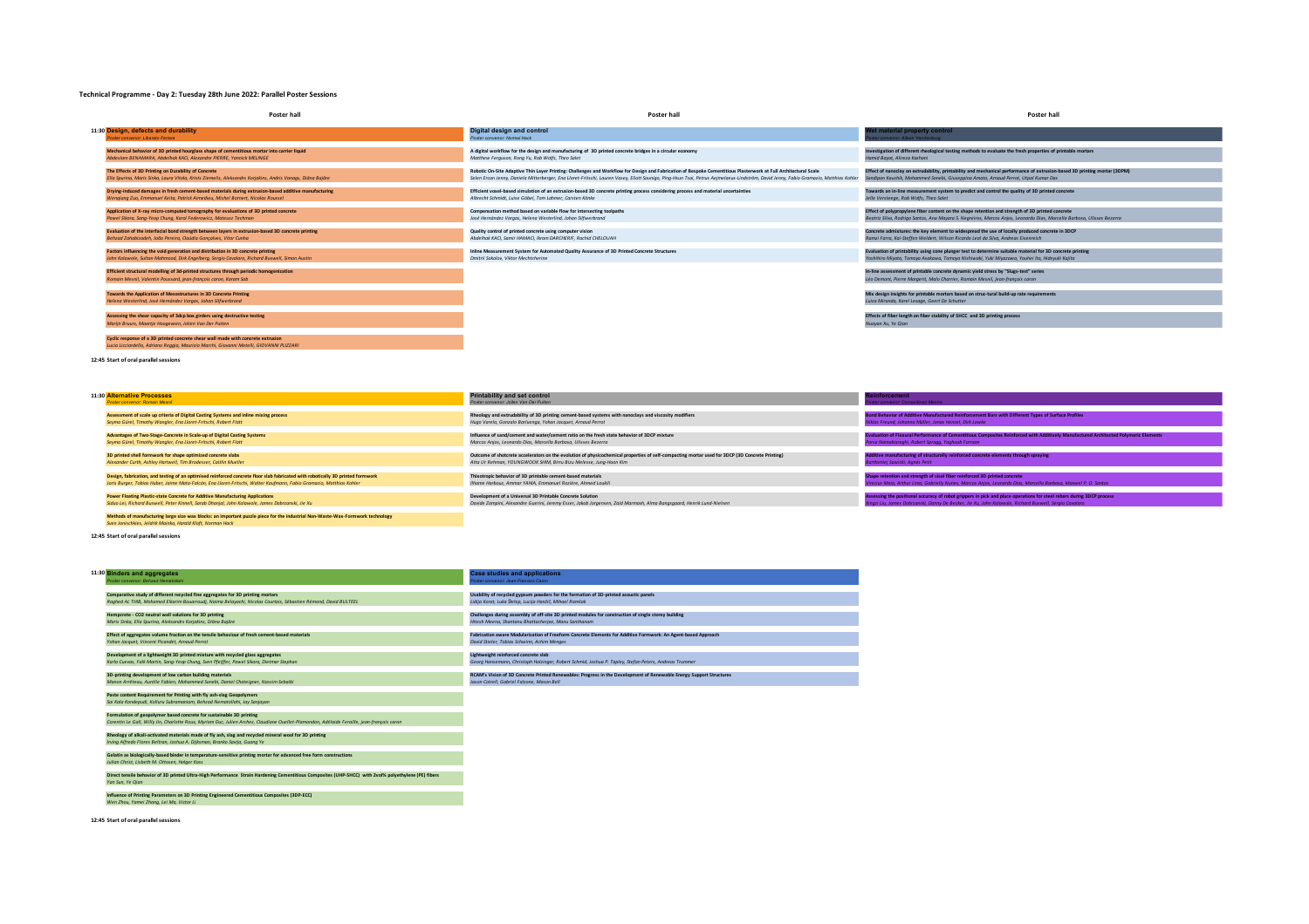# Technical Programme - Day 2: Tuesday 28th June 2022: Parallel Poster Sessions

## 11:30 — Poster hall

### Design, defects and durability
*Poster convenor: Liberato Ferrara*

- **Mechanical behavior of 3D printed hourglass shape of cementitious mortar into carrier liquid**
  *Abdeslam BENAMARA, Abdelhak KACI, Alexandre PIERRE, Yannick MELINGE*
- **The Effects of 3D Printing on Durability of Concrete**
  *Elza Sputina, Maris Sinka, Laura Vitola, Krists Zīemelis, Aleksandrs Korjakins, Andris Vanags, Diāna Bajāre*
- **Drying-induced damages in fresh cement-based materials during extrusion-based additive manufacturing**
  *Wenqiang Zuo, Emmanuel Keita, Patrick Aimedieu, Michel Bornert, Nicolas Roussel*
- **Application of X-ray micro-computed tomography for evaluations of 3D printed concrete**
  *Pawel Sikora, Sang-Yeop Chung, Karol Federowicz, Mateusz Techman*
- **Evaluation of the interfacial bond strength between layers in extrusion-based 3D concrete printing**
  *Behzad Zahabizadeh, João Pereira, Claúdia Gonçalves, Vítor Cunha*
- **Factors influencing the void generation and distribution in 3D concrete printing**
  *John Kolawole, Sultan Mahmood, Dirk Engelberg, Sergio Cavalaro, Richard Buswell, Simon Austin*
- **Efficient structural modelling of 3d-printed structures through periodic homogenization**
  *Romain Mesnil, Valentin Poussard, jean-françois caron, Karam Sab*
- **Towards the Application of Mesostructures in 3D Concrete Printing**
  *Helena Westerlind, José Hernández Vargas, Johan Silfwerbrand*
- **Assessing the shear capacity of 3dcp box girders using destructive testing**
  *Martijn Bruurs, Maartje Hoogeveen, Jolien Van Der Putten*
- **Cyclic response of a 3D printed concrete shear wall made with concrete extrusion**
  *Lucia Licciardello, Adriano Reggia, Maurizio Marchi, Giovanni Metelli, GIOVANNI PLIZZARI*

### Digital design and control
*Poster convenor: Normal Hack*

- **A digital workflow for the design and manufacturing of 3D printed concrete bridges in a circular economy**
  *Matthew Ferguson, Rong Yu, Rob Wolfs, Theo Salet*
- **Robotic On-Site Adaptive Thin Layer Printing: Challenges and Workflow for Design and Fabrication of Bespoke Cementitious Plasterwork at Full Architectural Scale**
  *Selen Ercan Jenny, Daniela Mitterberger, Ena Lloret-Fritschi, Lauren Vasey, Eliott Sounigo, Ping-Hsun Tsai, Petrus Aejmelaeus-Lindström, David Jenny, Fabio Gramazio, Matthias Kohler*
- **Efficient voxel-based simulation of an extrusion-based 3D concrete printing process considering process and material uncertainties**
  *Albrecht Schmidt, Luise Göbel, Tom Lahmer, Carsten Könke*
- **Compensation method based on variable flow for intersecting toolpaths**
  *José Hernández Vargas, Helena Westerlind, Johan Silfwerbrand*
- **Quality control of printed concrete using computer vision**
  *Abdelhak KACI, Samir HAMACI, Ikram DARCHERIF, Rachid CHELOUAH*
- **Inline Measurement System for Automated Quality Assurance of 3D Printed Concrete Structures**
  *Dmitrii Sokolov, Viktor Mechtcherine*

### Wet material property control
*Poster convenor: Alleen Vandenburg*

- **Investigation of different rheological testing methods to evaluate the fresh properties of printable mortars**
  *Hamid Bayat, Alireza Kashani*
- **Effect of nanoclay on extrudability, printability and mechanical performance of extrusion-based 3D printing mortar (3DPM)**
  *Sandipan Kaushik, Mohammed Sonebi, Giuseppina Amato, Arnaud Perrot, Utpal Kumar Das*
- **Towards an in-line measurement system to predict and control the quality of 3D printed concrete**
  *Jelle Versteege, Rob Wolfs, Theo Salet*
- **Effect of polypropylene fiber content on the shape retention and strength of 3D printed concrete**
  *Beatriz Silva, Rodrigo Santos, Ana Mayara S. Negreiros, Marcos Anjos, Leonardo Dias, Marcella Barbosa, Ulisses Bezerra*
- **Concrete admixtures: the key element to widespread the use of locally produced concrete in 3DCP**
  *Ramzi Farra, Kai-Steffen Weldert, Wilson Ricardo Leal da Silva, Andreas Eisenreich*
- **Evaluation of printability using cone plunger test to determine suitable material for 3D concrete printing**
  *Yoshihiro Miyata, Tomoya Asakawa, Tomoya Nishiwaki, Yuki Miyazawa, Youhei Ito, Hideyuki Kojita*
- **In-line assessment of printable concrete dynamic yield stress by "Slugs-test" series**
  *Léo Demont, Pierre Margerit, Malo Charrier, Romain Mesnil, Jean-françois caron*
- **Mix design insights for printable mortars based on struc-tural build-up rate requirements**
  *Luiza Miranda, Kamil Lesage, Geert De Schutter*
- **Effects of fiber length on fiber stability of SHCC and 3D printing process**
  *Nuoyan Xu, Ye Qian*

**12:45 Start of oral parallel sessions**

## 11:30 — Poster hall

### Alternative Processes
*Poster convenor: Romain Mesnil*

- **Assessment of scale up criteria of Digital Casting Systems and inline mixing process**
  *Seyma Gürel, Timothy Wangler, Ena Lloret-Fritschi, Robert Flatt*
- **Advantages of Two-Stage-Concrete in Scale-up of Digital Casting Systems**
  *Seyma Gürel, Timothy Wangler, Ena Lloret-Fritschi, Robert Flatt*
- **3D printed shell formwork for shape optimized concrete slabs**
  *Alexander Curth, Ashley Hartwell, Tim Brodesser, Caitlin Mueller*
- **Design, fabrication, and testing of an optimised reinforced concrete floor slab fabricated with robotically 3D printed formwork**
  *Joris Burger, Tobias Huber, Jaime Mata-Falcón, Ena Lloret-Fritschi, Walter Kaufmann, Fabio Gramazio, Matthias Kohler*
- **Power Floating Plastic-state Concrete for Additive Manufacturing Applications**
  *Sidao Lei, Richard Buswell, Peter Kinnell, Sarab Dhanjal, John Kolawole, James Dobrzanski, Jie Xu*
- **Methods of manufacturing large size wax blocks: an important puzzle piece for the industrial Non-Waste-Wax-Formwork technology**
  *Sven Jonischkies, Jelăric Mainka, Harald Kloft, Norman Hack*

### Printability and set control
*Poster convenor: Jolien Van Der Putten*

- **Rheology and extrudability of 3D printing cement-based systems with nanoclays and viscosity modifiers**
  *Hugo Varela, Gonzalo Barluenga, Yohan Jacquet, Arnaud Perrot*
- **Influence of sand/cement and water/cement ratio on the fresh state behavior of 3DCP mixture**
  *Marcos Anjos, Leonardo Dias, Marcella Barbosa, Ulisses Bezerra*
- **Outcome of shotcrete accelerators on the evolution of physicochemical properties of self-compacting mortar used for 3DCP (3D Concrete Printing)**
  *Atta Ur Rehman, YOUNGWOOK SHIM, Binu Biju Melese, Jung-Hoon Kim*
- **Thixotropic behavior of 3D printable cement-based materials**
  *Ilhame Harbouz, Ammar YAHIA, Emmanuel Rozière, Ahmed Loukili*
- **Development of a Universal 3D Printable Concrete Solution**
  *Davide Zampini, Alexandre Guerini, Jeremy Esser, Jakob Jorgensen, Zaid Marmash, Alma Bangsgaard, Henrik Lund-Nielsen*

### Reinforcement
*Poster convenor: Costantinos Mecris*

- **Bond Behavior of Additive Manufactured Reinforcement Bars with Different Types of Surface Profiles**
  *Niklas Freund, Johanna Müller, Jonas Hensel, Dirk Lowke*
- **Evaluation of Flexural Performance of Cementitious Composites Reinforced with Additively Manufactured Architected Polymeric Elements**
  *Parsa Namakiaraghi, Robert Spragg, Yaghoob Farnam*
- **Additive manufacturing of structurally reinforced concrete elements through spraying**
  *Bartłomiej Sawicki, Agnes Petit*
- **Shape retention and strength of sisal fiber reinforced 3D printed concrete**
  *Vinicius Maia, Arthur Lima, Gabrielly Nunes, Marcos Anjos, Leonardo Dias, Marcella Barbosa, Maxwel P. O. Santos*
- **Assessing the positional accuracy of robot grippers in pick and place operations for steel rebars during 3DCP process**
  *Xingzi Liu, James Dobrzanski, Danny De Becker, Jie Xu, John Kolawole, Richard Buswell, Sergio Cavalaro*

**12:45 Start of oral parallel sessions**

## 11:30 — Poster hall

### Binders and aggregates
*Poster convenor: Behzad Nematollahi*

- **Comparative study of different recycled fine aggregates for 3D printing mortars**
  *Raghed AL TIRBI, Mohamed Elkarim Bouarroudj, Naima Belayachi, Nicolas Courtois, Sébastien Rémond, David BULTEEL*
- **Hempcrete - CO2 neutral wall solutions for 3D printing**
  *Maris Sinka, Elza Sputina, Aleksandrs Korjakins, Diāna Bajāre*
- **Effect of aggregates volume fraction on the tensile behaviour of fresh cement-based materials**
  *Yohan Jacquet, Vincent Picandet, Arnaud Perrot*
- **Development of a lightweight 3D printed mixture with recycled glass aggregates**
  *Karla Cuevas, Falk Martin, Sang-Yeop Chung, Sven Pfeiffer, Pawel Sikora, Dietmar Stephan*
- **3D-printing development of low carbon building materials**
  *Manon Arnifeau, Aurélie Fabien, Mohammed Sonebi, Daniel Chateigner, Nassim Sebaibi*
- **Paste content Requirement for Printing with fly ash-slag Geopolymers**
  *Sai Kala Kondepudi, Kolluru Subramaniam, Behzad Nematollahi, Jay Sanjayan*
- **Formulation of geopolymer based concrete for sustainable 3D printing**
  *Corentin Le Gall, Willy Jin, Charlotte Roux, Myriam Duc, Julien Archez, Claudiane Ouellet-Plamondon, Adélaïde Feraille, jean-françois caron*
- **Rheology of alkali-activated materials made of fly ash, slag and recycled mineral wool for 3D printing**
  *Irving Alfredo Flores Beltrán, Joshua A. Dijksman, Branko Savija, Guang Ye*
- **Gelatin as biologically-based binder in temperature-sensitive printing mortar for advanced free form constructions**
  *Julian Christ, Lisbeth M. Ottosen, Holger Koss*
- **Direct tensile behavior of 3D printed Ultra-High Performance Strain Hardening Cementitious Composites (UHP-SHCC) with 2vol% polyethylene (PE) fibers**
  *Yan Sun, Ye Qian*
- **Influence of Printing Parameters on 3D Printing Engineered Cementitious Composites (3DP-ECC)**
  *Wen Zhou, Yamei Zhang, Lei Ma, Victor Li*

### Case studies and applications
*Poster convenor: Jean-François Caron*

- **Usability of recycled gypsum powders for the formation of 3D-printed acoustic panels**
  *Lidija Korat, Luka Škrlep, Lucija Hanžič, Mihael Romlak*
- **Challenges during assembly of off-site 3D printed modules for construction of single storey building**
  *Hitesh Meena, Shantanu Bhattacherjee, Manu Santhanam*
- **Fabrication aware Modularization of Freeform Concrete Elements for Additive Formwork: An Agent-based Approach**
  *David Stieler, Tobias Schwinn, Achim Menges*
- **Lightweight reinforced concrete slab**
  *Georg Hansemann, Christoph Holzinger, Robert Schmid, Joshua P. Tapley, Stefan Peters, Andreas Trummer*
- **RCAM's Vision of 3D Concrete Printed Renewables: Progress in the Development of Renewable Energy Support Structures**
  *Jason Cotrell, Gabriel Falzone, Mason Bell*

**12:45 Start of oral parallel sessions**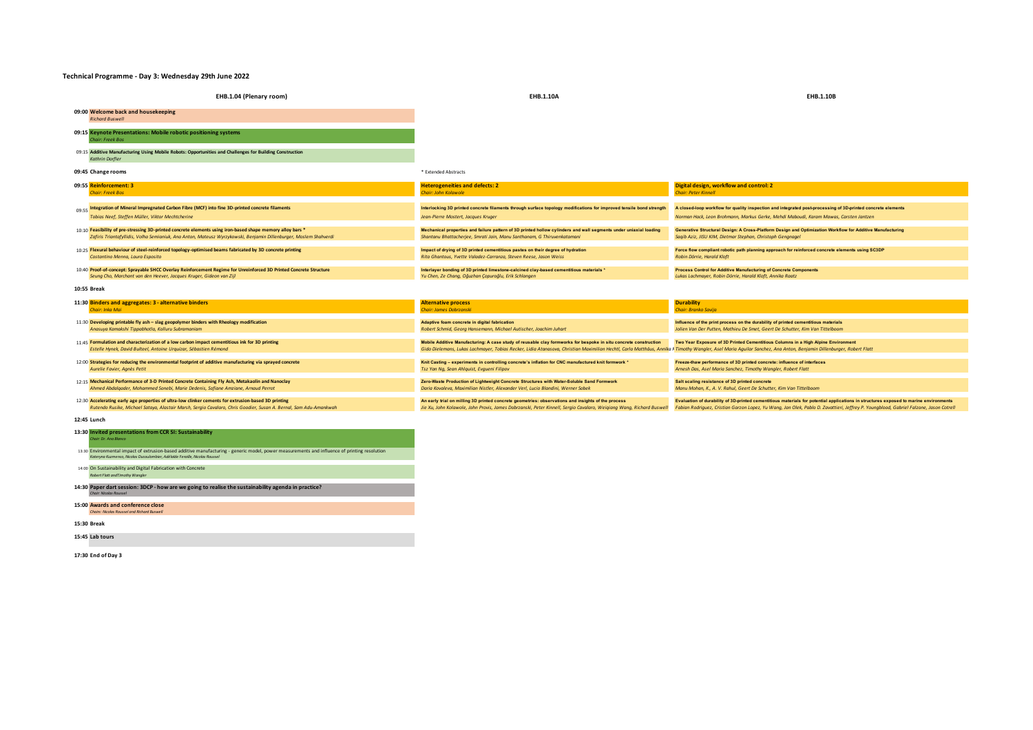# Technical Programme - Day 3: Wednesday 29th June 2022

| EHB.1.04 (Plenary room) | EHB.1.10A | EHB.1.10B |
| --- | --- | --- |
| **09:00 Welcome back and housekeeping**<br>*Richard Buswell* | | |
| **09:15 Keynote Presentations: Mobile robotic positioning systems**<br>*Chair: Freek Bos* | | |
| 09:15 Additive Manufacturing Using Mobile Robots: Opportunities and Challenges for Building Construction<br>*Kathrin Dorfler* | | |
| **09:45 Change rooms** | * Extended Abstracts | |
| **09:55 Reinforcement: 3**<br>*Chair: Freek Bos* | **Heterogeneities and defects: 2**<br>*Chair: John Kolawole* | **Digital design, workflow and control: 2**<br>*Chair: Peter Kinnell* |
| 09:55 Integration of Mineral Impregnated Carbon Fibre (MCF) into fine 3D-printed concrete filaments<br>*Tobias Neef, Steffen Müller, Viktor Mechtcherine* | Interlocking 3D printed concrete filaments through surface topology modifications for improved tensile bond strength<br>*Jean-Pierre Mostert, Jacques Kruger* | A closed-loop workflow for quality inspection and integrated post-processing of 3D-printed concrete elements<br>*Norman Hack, Leon Brohmann, Markus Gerke, Mehdi Maboudi, Karam Mawas, Carsten Jantzen* |
| 10:10 Feasibility of pre-stressing 3D-printed concrete elements using iron-based shape memory alloy bars *<br>*Zafiris Triantafyllidis, Volha Semianiuk, Ana Anton, Mateusz Wyrzykowski, Benjamin Dillenburger, Moslem Shahverdi* | Mechanical properties and failure pattern of 3D printed hollow cylinders and wall segments under uniaxial loading<br>*Shantanu Bhattacherjee, Smrati Jain, Manu Santhanam, G Thiruvenkatamani* | Generative Structural Design: A Cross-Platform Design and Optimization Workflow for Additive Manufacturing<br>*Saqib Aziz, JISU KIM, Dietmar Stephan, Christoph Gengnagel* |
| 10:25 Flexural behaviour of steel-reinforced topology-optimised beams fabricated by 3D concrete printing<br>*Costantino Menna, Laura Esposito* | Impact of drying of 3D printed cementitious pastes on their degree of hydration<br>*Rita Ghantous, Yvette Valadez-Carranza, Steven Reese, Jason Weiss* | Force flow compliant robotic path planning approach for reinforced concrete elements using SC3DP<br>*Robin Dörrie, Harald Kloft* |
| 10:40 Proof-of-concept: Sprayable SHCC Overlay Reinforcement Regime for Unreinforced 3D Printed Concrete Structure<br>*Seung Cho, Marchant van den Heever, Jacques Kruger, Gideon van Zijl* | Interlayer bonding of 3D printed limestone-calcined clay-based cementitious materials *<br>*Yu Chen, Ze Chang, Oğuzhan Çopuroğlu, Erik Schlangen* | Process Control for Additive Manufacturing of Concrete Components<br>*Lukas Lachmayer, Robin Dörrie, Harald Kloft, Annika Raatz* |
| **10:55 Break** | | |
| **11:30 Binders and aggregates: 3 - alternative binders**<br>*Chair: Inka Mai* | **Alternative process**<br>*Chair: James Dobrzanski* | **Durability**<br>*Chair: Branko Savija* |
| 11:30 Developing printable fly ash – slag geopolymer binders with Rheology modification<br>*Anasuya Kamakshi Tippabhotla, Kolluru Subramaniam* | Adaptive foam concrete in digital fabrication<br>*Robert Schmid, Georg Hansemann, Michael Autischer, Joachim Juhart* | Influence of the print process on the durability of printed cementitious materials<br>*Jolien Van Der Putten, Mathieu De Smet, Geert De Schutter, Kim Van Tittelboom* |
| 11:45 Formulation and characterization of a low carbon impact cementitious ink for 3D printing<br>*Estelle Hynek, David Bulteel, Antoine Urquizar, Sébastien Rémond* | Mobile Additive Manufacturing: A case study of reusable clay formworks for bespoke in situ concrete construction<br>*Gido Dielemans, Lukas Lachmayer, Tobias Recker, Lidia Atanasova, Christian Maximilian Hechtl, Carla Matthäus, Annika R* | Two Year Exposure of 3D Printed Cementitious Columns in a High Alpine Environment<br>*Timothy Wangler, Asel Maria Aguilar Sanchez, Ana Anton, Benjamin Dillenburger, Robert Flatt* |
| 12:00 Strategies for reducing the environmental footprint of additive manufacturing via sprayed concrete<br>*Aurelie Favier, Agnès Petit* | Knit Casting – experiments in controlling concrete's inflation for CNC manufactured knit formwork *<br>*Tsz Yan Ng, Sean Ahlquist, Evgueni Filipov* | Freeze-thaw performance of 3D printed concrete: influence of interfaces<br>*Arnesh Das, Asel Maria Sanchez, Timothy Wangler, Robert Flatt* |
| 12:15 Mechanical Performance of 3-D Printed Concrete Containing Fly Ash, Metakaolin and Nanoclay<br>*Ahmed Abdalqader, Mohammed Sonebi, Marie Dedenis, Sofiane Amziane, Arnaud Perrot* | Zero-Waste Production of Lightweight Concrete Structures with Water-Soluble Sand Formwork<br>*Daria Kovaleva, Maximilian Nistler, Alexander Verl, Lucio Blandini, Werner Sobek* | Salt scaling resistance of 3D printed concrete<br>*Manu Mohan, K., A. V. Rahul, Geert De Schutter, Kim Van Tittelboom* |
| 12:30 Accelerating early age properties of ultra-low clinker cements for extrusion-based 3D printing<br>*Rutendo Rusike, Michael Sataya, Alastair Marsh, Sergio Cavalaro, Chris Goodier, Susan A. Bernal, Sam Adu-Amankwah* | An early trial on milling 3D printed concrete geometries: observations and insights of the process<br>*Jie Xu, John Kolawole, John Provis, James Dobrzanski, Peter Kinnell, Sergio Cavalaro, Weiqiang Wang, Richard Buswell* | Evaluation of durability of 3D-printed cementitious materials for potential applications in structures exposed to marine environments<br>*Fabian Rodriguez, Cristian Garzon Lopez, Yu Wang, Jan Olek, Pablo D. Zavattieri, Jeffrey P. Youngblood, Gabriel Falzone, Jason Cotrell* |
| **12:45 Lunch** | | |
| **13:30 Invited presentations from CCR SI: Sustainability**<br>*Chair: Dr. Ana Blanco* | | |
| 13:30 Environmental impact of extrusion-based additive manufacturing - generic model, power measurements and influence of printing resolution<br>*Kateryna Kuzmenko, Nicolas Ducoulombier, Adélaïde Feraille, Nicolas Roussel* | | |
| 14:00 On Sustainability and Digital Fabrication with Concrete<br>*Robert Flatt andTimothy Wangler* | | |
| **14:30 Paper dart session: 3DCP - how are we going to realise the sustainability agenda in practice?**<br>*Chair: Nicolas Roussel* | | |
| **15:00 Awards and conference close**<br>*Chairs: Nicolas Roussel and Richard Buswell* | | |
| **15:30 Break** | | |
| **15:45 Lab tours** | | |
| **17:30 End of Day 3** | | |